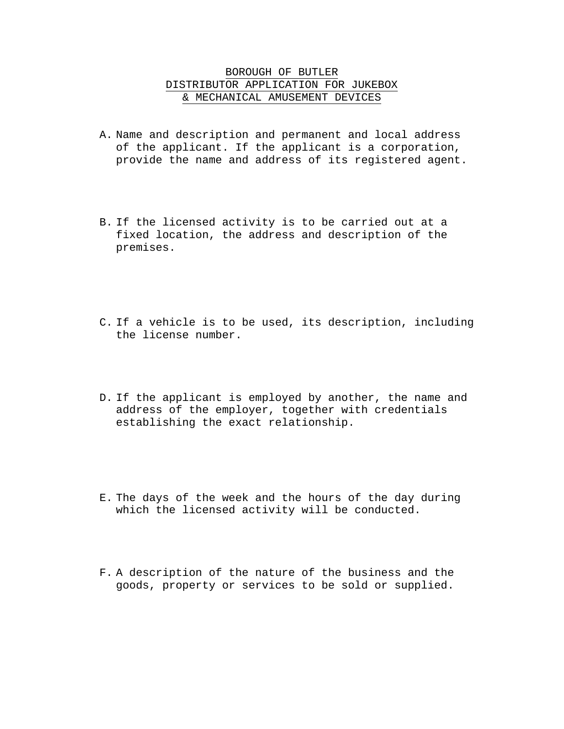# BOROUGH OF BUTLER
# DISTRIBUTOR APPLICATION FOR JUKEBOX & MECHANICAL AMUSEMENT DEVICES

A. Name and description and permanent and local address of the applicant. If the applicant is a corporation, provide the name and address of its registered agent.

B. If the licensed activity is to be carried out at a fixed location, the address and description of the premises.

C. If a vehicle is to be used, its description, including the license number.

D. If the applicant is employed by another, the name and address of the employer, together with credentials establishing the exact relationship.

E. The days of the week and the hours of the day during which the licensed activity will be conducted.

F. A description of the nature of the business and the goods, property or services to be sold or supplied.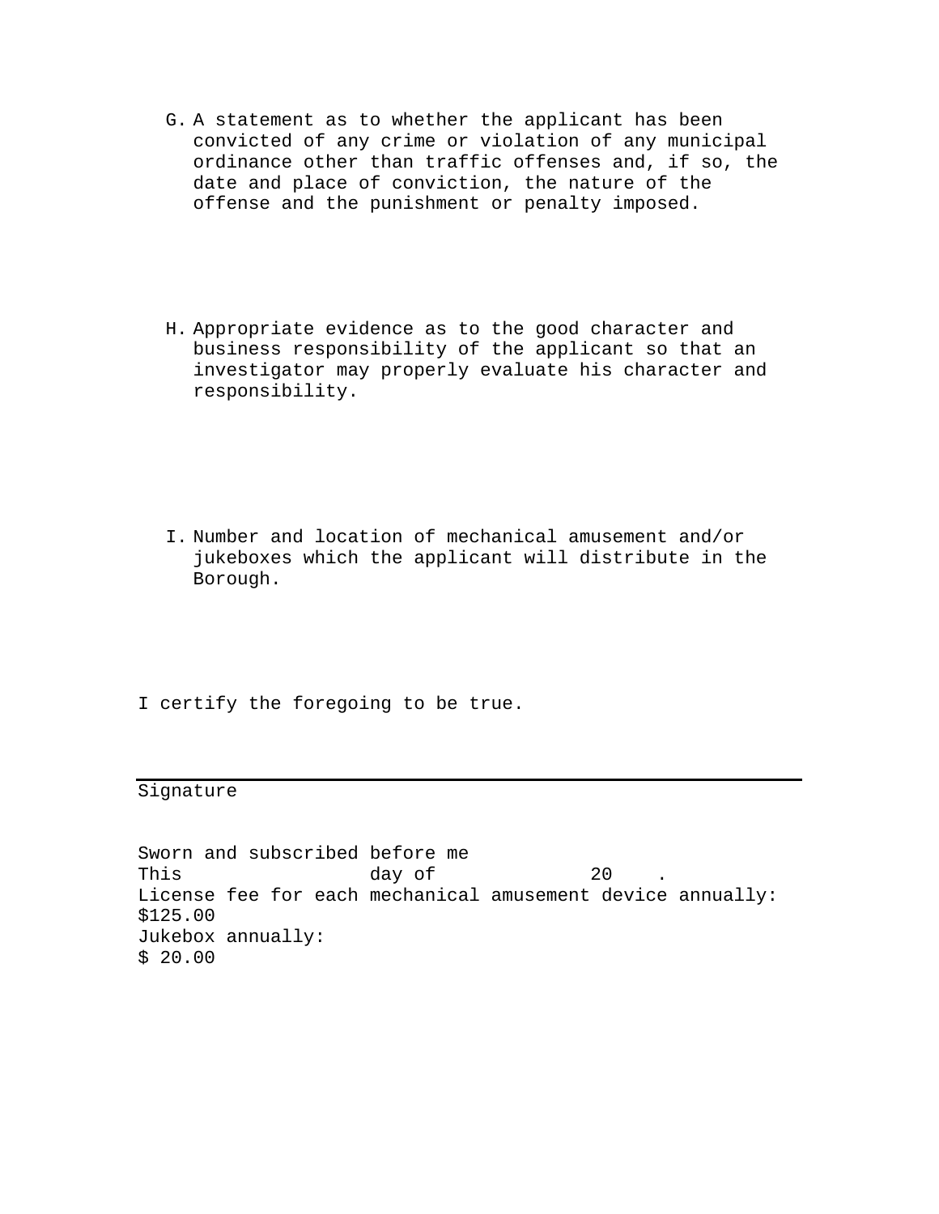G. A statement as to whether the applicant has been convicted of any crime or violation of any municipal ordinance other than traffic offenses and, if so, the date and place of conviction, the nature of the offense and the punishment or penalty imposed.

H. Appropriate evidence as to the good character and business responsibility of the applicant so that an investigator may properly evaluate his character and responsibility.

I. Number and location of mechanical amusement and/or jukeboxes which the applicant will distribute in the Borough.

I certify the foregoing to be true.

_______________________________________________
Signature

Sworn and subscribed before me
This ______________ day of ______________ 20 ____.
License fee for each mechanical amusement device annually:
$125.00
Jukebox annually:
$ 20.00